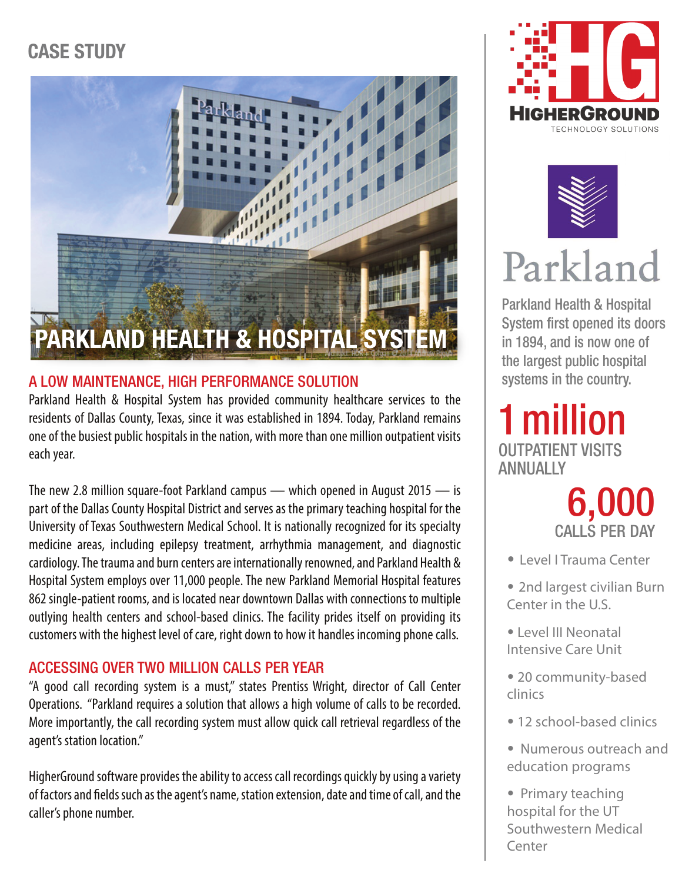CASE STUDY

# PARKLAND HEALTH & HOSPITAL SYSTEM

## A LOW MAINTENANCE, HIGH PERFORMANCE SOLUTION

Parkland Health & Hospital System has provided community healthcare services to the residents of Dallas County, Texas, since it was established in 1894. Today, Parkland remains one of the busiest public hospitals in the nation, with more than one million outpatient visits each year.

The new 2.8 million square-foot Parkland campus — which opened in August 2015 — is part of the Dallas County Hospital District and serves as the primary teaching hospital for the University of Texas Southwestern Medical School. It is nationally recognized for its specialty medicine areas, including epilepsy treatment, arrhythmia management, and diagnostic cardiology. The trauma and burn centers are internationally renowned, and Parkland Health & Hospital System employs over 11,000 people. The new Parkland Memorial Hospital features 862 single-patient rooms, and is located near downtown Dallas with connections to multiple outlying health centers and school-based clinics. The facility prides itself on providing its customers with the highest level of care, right down to how it handles incoming phone calls.

## ACCESSING OVER TWO MILLION CALLS PER YEAR

"A good call recording system is a must," states Prentiss Wright, director of Call Center Operations. "Parkland requires a solution that allows a high volume of calls to be recorded. More importantly, the call recording system must allow quick call retrieval regardless of the agent's station location."

HigherGround software provides the ability to access call recordings quickly by using a variety of factors and fields such as the agent's name, station extension, date and time of call, and the caller's phone number.

HIGHERGROUND TECHNOLOGY SOLUTIONS

Parkland

Parkland Health & Hospital System first opened its doors in 1894, and is now one of the largest public hospital systems in the country.

**1 million**
OUTPATIENT VISITS ANNUALLY

**6,000**
CALLS PER DAY

- Level I Trauma Center
- 2nd largest civilian Burn Center in the U.S.
- Level III Neonatal Intensive Care Unit
- 20 community-based clinics
- 12 school-based clinics
- Numerous outreach and education programs
- Primary teaching hospital for the UT Southwestern Medical Center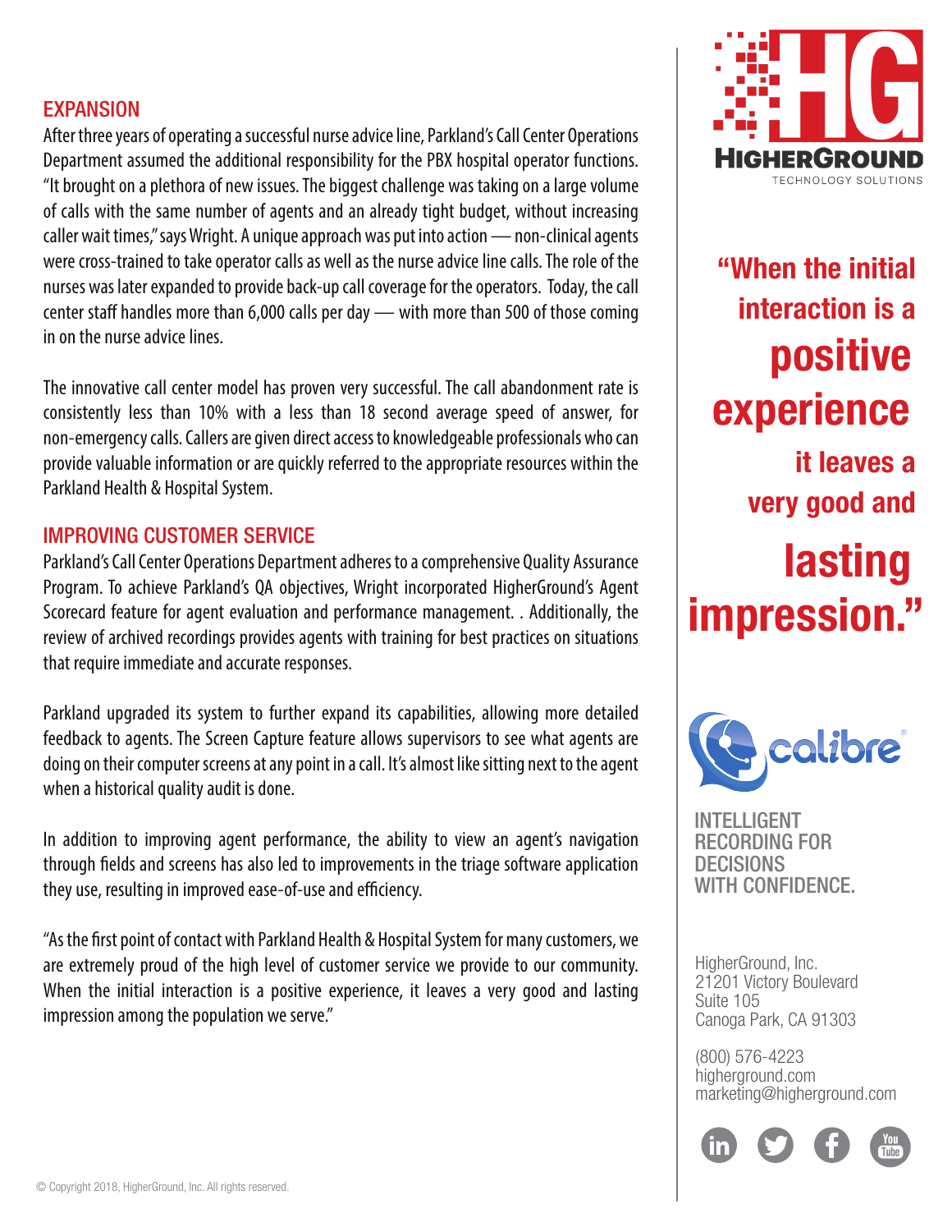## EXPANSION

After three years of operating a successful nurse advice line, Parkland's Call Center Operations Department assumed the additional responsibility for the PBX hospital operator functions. "It brought on a plethora of new issues. The biggest challenge was taking on a large volume of calls with the same number of agents and an already tight budget, without increasing caller wait times," says Wright. A unique approach was put into action — non-clinical agents were cross-trained to take operator calls as well as the nurse advice line calls. The role of the nurses was later expanded to provide back-up call coverage for the operators. Today, the call center staff handles more than 6,000 calls per day — with more than 500 of those coming in on the nurse advice lines.

The innovative call center model has proven very successful. The call abandonment rate is consistently less than 10% with a less than 18 second average speed of answer, for non-emergency calls. Callers are given direct access to knowledgeable professionals who can provide valuable information or are quickly referred to the appropriate resources within the Parkland Health & Hospital System.

## IMPROVING CUSTOMER SERVICE

Parkland's Call Center Operations Department adheres to a comprehensive Quality Assurance Program. To achieve Parkland's QA objectives, Wright incorporated HigherGround's Agent Scorecard feature for agent evaluation and performance management. . Additionally, the review of archived recordings provides agents with training for best practices on situations that require immediate and accurate responses.

Parkland upgraded its system to further expand its capabilities, allowing more detailed feedback to agents. The Screen Capture feature allows supervisors to see what agents are doing on their computer screens at any point in a call. It's almost like sitting next to the agent when a historical quality audit is done.

In addition to improving agent performance, the ability to view an agent's navigation through fields and screens has also led to improvements in the triage software application they use, resulting in improved ease-of-use and efficiency.

"As the first point of contact with Parkland Health & Hospital System for many customers, we are extremely proud of the high level of customer service we provide to our community. When the initial interaction is a positive experience, it leaves a very good and lasting impression among the population we serve."

HIGHERGROUND
TECHNOLOGY SOLUTIONS

**"When the initial interaction is a positive experience it leaves a very good and lasting impression."**

calibre®

INTELLIGENT RECORDING FOR DECISIONS WITH CONFIDENCE.

HigherGround, Inc.
21201 Victory Boulevard
Suite 105
Canoga Park, CA 91303

(800) 576-4223
higherground.com
marketing@higherground.com

© Copyright 2018, HigherGround, Inc. All rights reserved.